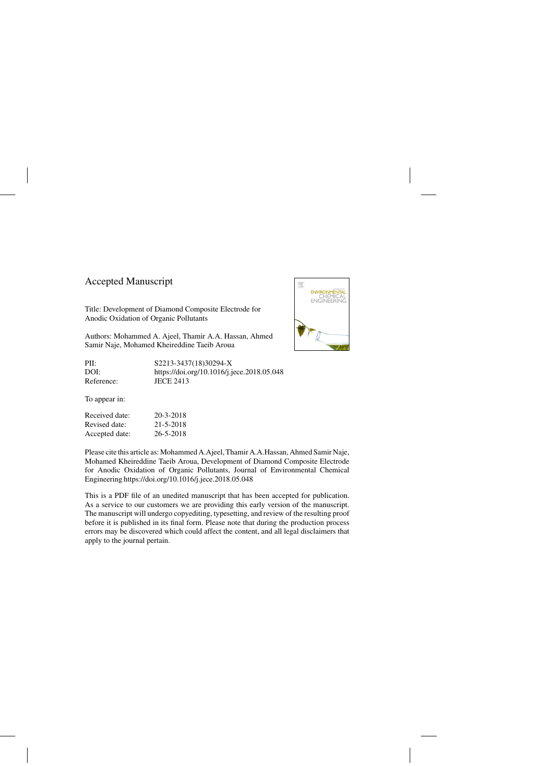# Accepted Manuscript

Title: Development of Diamond Composite Electrode for Anodic Oxidation of Organic Pollutants

Authors: Mohammed A. Ajeel, Thamir A.A. Hassan, Ahmed Samir Naje, Mohamed Kheireddine Taeib Aroua

| | |
|---|---|
| PII: | S2213-3437(18)30294-X |
| DOI: | https://doi.org/10.1016/j.jece.2018.05.048 |
| Reference: | JECE 2413 |

To appear in:

| | |
|---|---|
| Received date: | 20-3-2018 |
| Revised date: | 21-5-2018 |
| Accepted date: | 26-5-2018 |

Please cite this article as: Mohammed A.Ajeel, Thamir A.A.Hassan, Ahmed Samir Naje, Mohamed Kheireddine Taeib Aroua, Development of Diamond Composite Electrode for Anodic Oxidation of Organic Pollutants, Journal of Environmental Chemical Engineering https://doi.org/10.1016/j.jece.2018.05.048

This is a PDF file of an unedited manuscript that has been accepted for publication. As a service to our customers we are providing this early version of the manuscript. The manuscript will undergo copyediting, typesetting, and review of the resulting proof before it is published in its final form. Please note that during the production process errors may be discovered which could affect the content, and all legal disclaimers that apply to the journal pertain.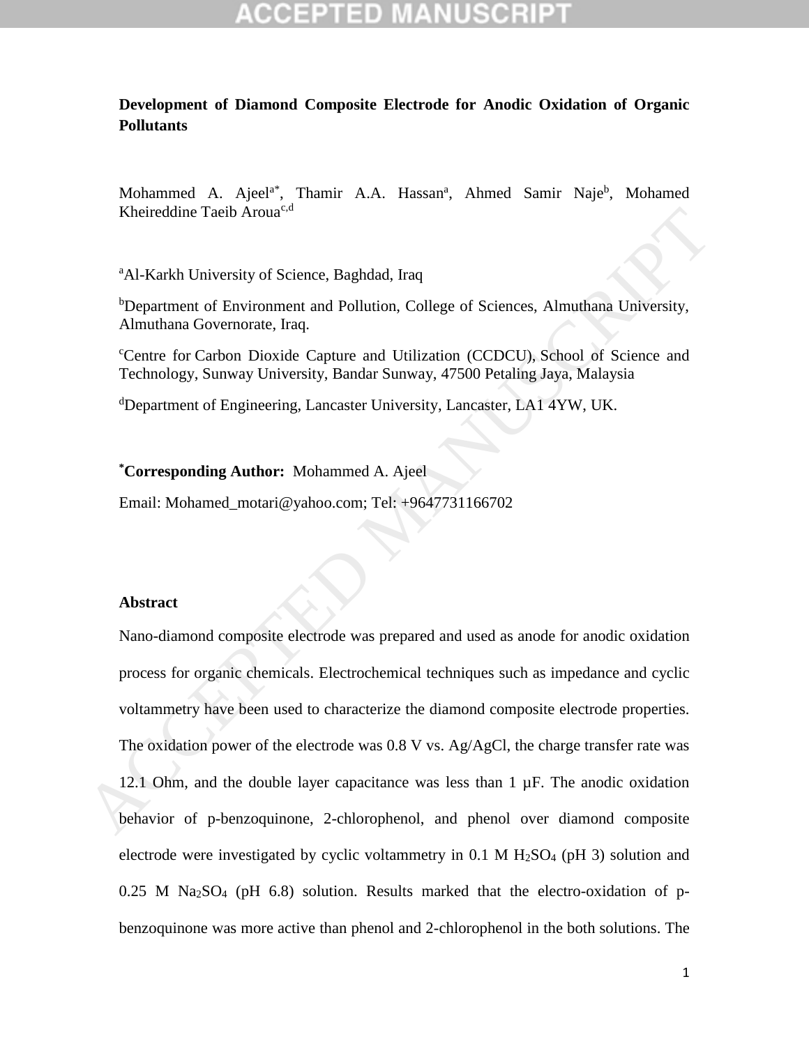**Development of Diamond Composite Electrode for Anodic Oxidation of Organic Pollutants**

Mohammed A. Ajeel[a*], Thamir A.A. Hassan[a], Ahmed Samir Naje[b], Mohamed Kheireddine Taeib Aroua[c,d]

[a]Al-Karkh University of Science, Baghdad, Iraq

[b]Department of Environment and Pollution, College of Sciences, Almuthana University, Almuthana Governorate, Iraq.

[c]Centre for Carbon Dioxide Capture and Utilization (CCDCU), School of Science and Technology, Sunway University, Bandar Sunway, 47500 Petaling Jaya, Malaysia

[d]Department of Engineering, Lancaster University, Lancaster, LA1 4YW, UK.

**[*]Corresponding Author:** Mohammed A. Ajeel

Email: Mohamed_motari@yahoo.com; Tel: +9647731166702

**Abstract**

Nano-diamond composite electrode was prepared and used as anode for anodic oxidation process for organic chemicals. Electrochemical techniques such as impedance and cyclic voltammetry have been used to characterize the diamond composite electrode properties. The oxidation power of the electrode was 0.8 V vs. Ag/AgCl, the charge transfer rate was 12.1 Ohm, and the double layer capacitance was less than 1 μF. The anodic oxidation behavior of p-benzoquinone, 2-chlorophenol, and phenol over diamond composite electrode were investigated by cyclic voltammetry in 0.1 M $H_2SO_4$ (pH 3) solution and 0.25 M $Na_2SO_4$ (pH 6.8) solution. Results marked that the electro-oxidation of p-benzoquinone was more active than phenol and 2-chlorophenol in the both solutions. The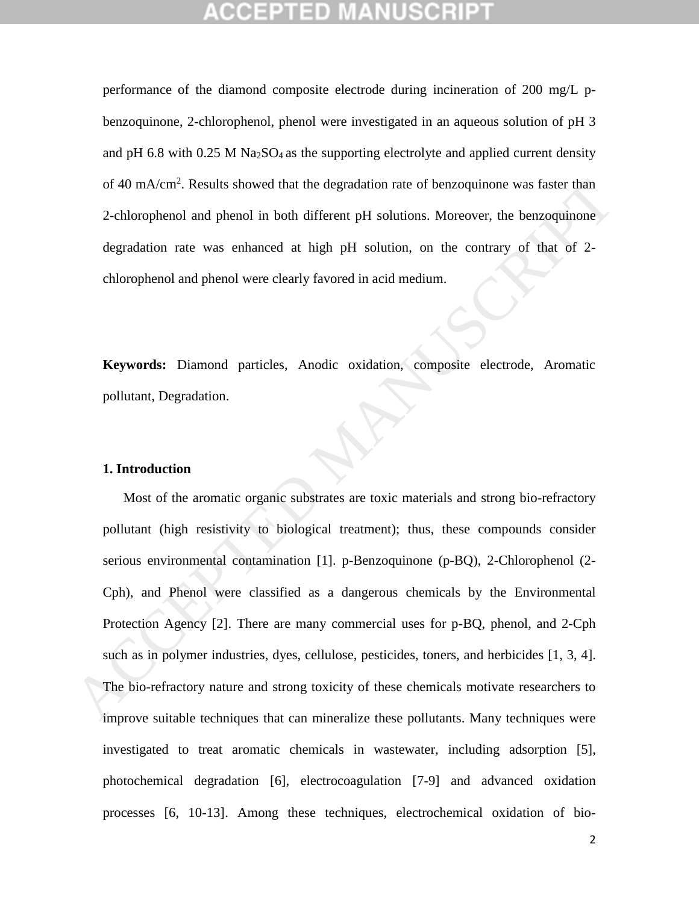performance of the diamond composite electrode during incineration of 200 mg/L p-benzoquinone, 2-chlorophenol, phenol were investigated in an aqueous solution of pH 3 and pH 6.8 with 0.25 M $Na_2SO_4$ as the supporting electrolyte and applied current density of 40 mA/cm$^2$. Results showed that the degradation rate of benzoquinone was faster than 2-chlorophenol and phenol in both different pH solutions. Moreover, the benzoquinone degradation rate was enhanced at high pH solution, on the contrary of that of 2-chlorophenol and phenol were clearly favored in acid medium.

**Keywords:** Diamond particles, Anodic oxidation, composite electrode, Aromatic pollutant, Degradation.

## 1. Introduction

Most of the aromatic organic substrates are toxic materials and strong bio-refractory pollutant (high resistivity to biological treatment); thus, these compounds consider serious environmental contamination [1]. p-Benzoquinone (p-BQ), 2-Chlorophenol (2-Cph), and Phenol were classified as a dangerous chemicals by the Environmental Protection Agency [2]. There are many commercial uses for p-BQ, phenol, and 2-Cph such as in polymer industries, dyes, cellulose, pesticides, toners, and herbicides [1, 3, 4]. The bio-refractory nature and strong toxicity of these chemicals motivate researchers to improve suitable techniques that can mineralize these pollutants. Many techniques were investigated to treat aromatic chemicals in wastewater, including adsorption [5], photochemical degradation [6], electrocoagulation [7-9] and advanced oxidation processes [6, 10-13]. Among these techniques, electrochemical oxidation of bio-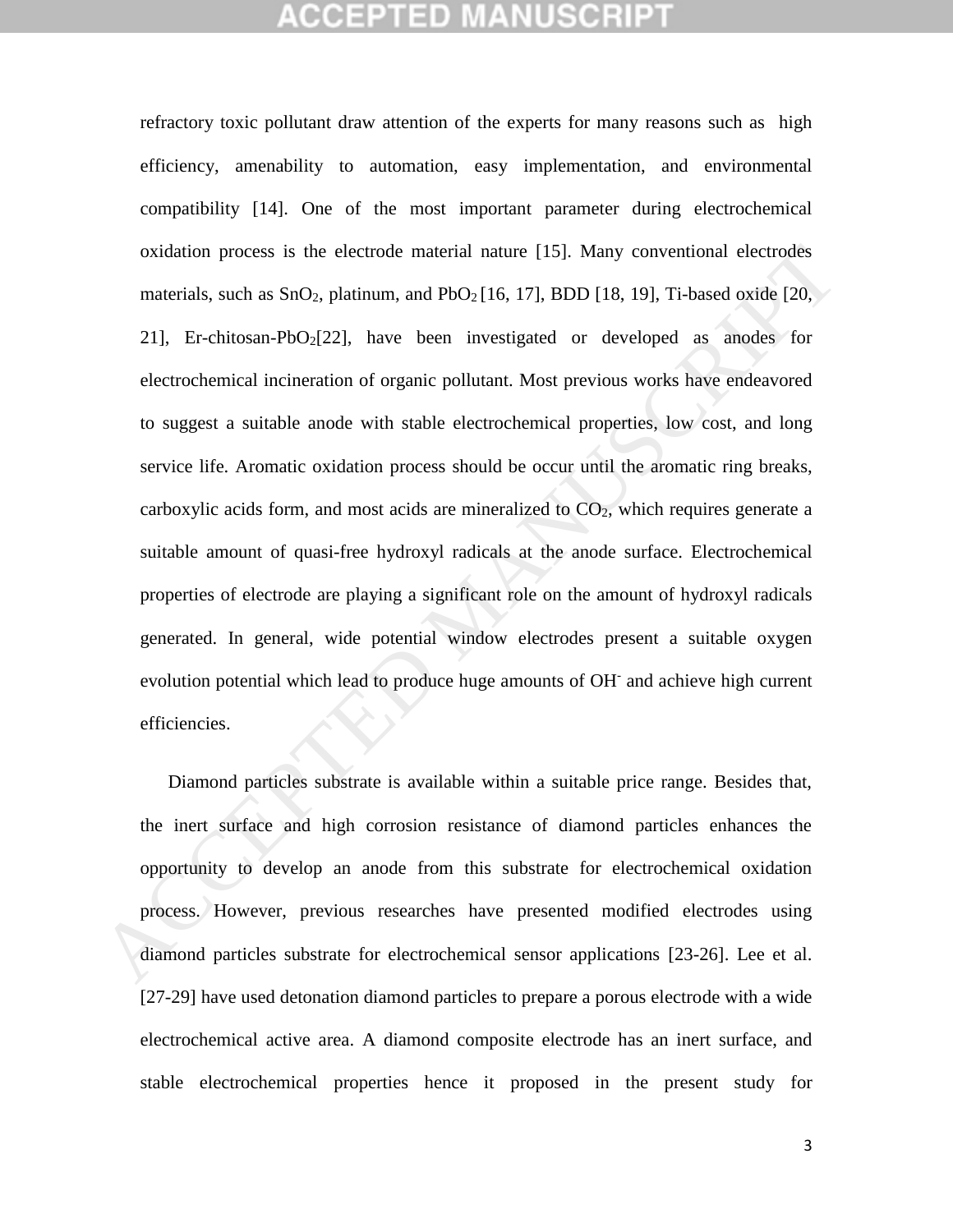refractory toxic pollutant draw attention of the experts for many reasons such as high efficiency, amenability to automation, easy implementation, and environmental compatibility [14]. One of the most important parameter during electrochemical oxidation process is the electrode material nature [15]. Many conventional electrodes materials, such as $SnO_2$, platinum, and $PbO_2$ [16, 17], BDD [18, 19], Ti-based oxide [20, 21], Er-chitosan-$PbO_2$[22], have been investigated or developed as anodes for electrochemical incineration of organic pollutant. Most previous works have endeavored to suggest a suitable anode with stable electrochemical properties, low cost, and long service life. Aromatic oxidation process should be occur until the aromatic ring breaks, carboxylic acids form, and most acids are mineralized to $CO_2$, which requires generate a suitable amount of quasi-free hydroxyl radicals at the anode surface. Electrochemical properties of electrode are playing a significant role on the amount of hydroxyl radicals generated. In general, wide potential window electrodes present a suitable oxygen evolution potential which lead to produce huge amounts of $OH^-$ and achieve high current efficiencies.

Diamond particles substrate is available within a suitable price range. Besides that, the inert surface and high corrosion resistance of diamond particles enhances the opportunity to develop an anode from this substrate for electrochemical oxidation process. However, previous researches have presented modified electrodes using diamond particles substrate for electrochemical sensor applications [23-26]. Lee et al. [27-29] have used detonation diamond particles to prepare a porous electrode with a wide electrochemical active area. A diamond composite electrode has an inert surface, and stable electrochemical properties hence it proposed in the present study for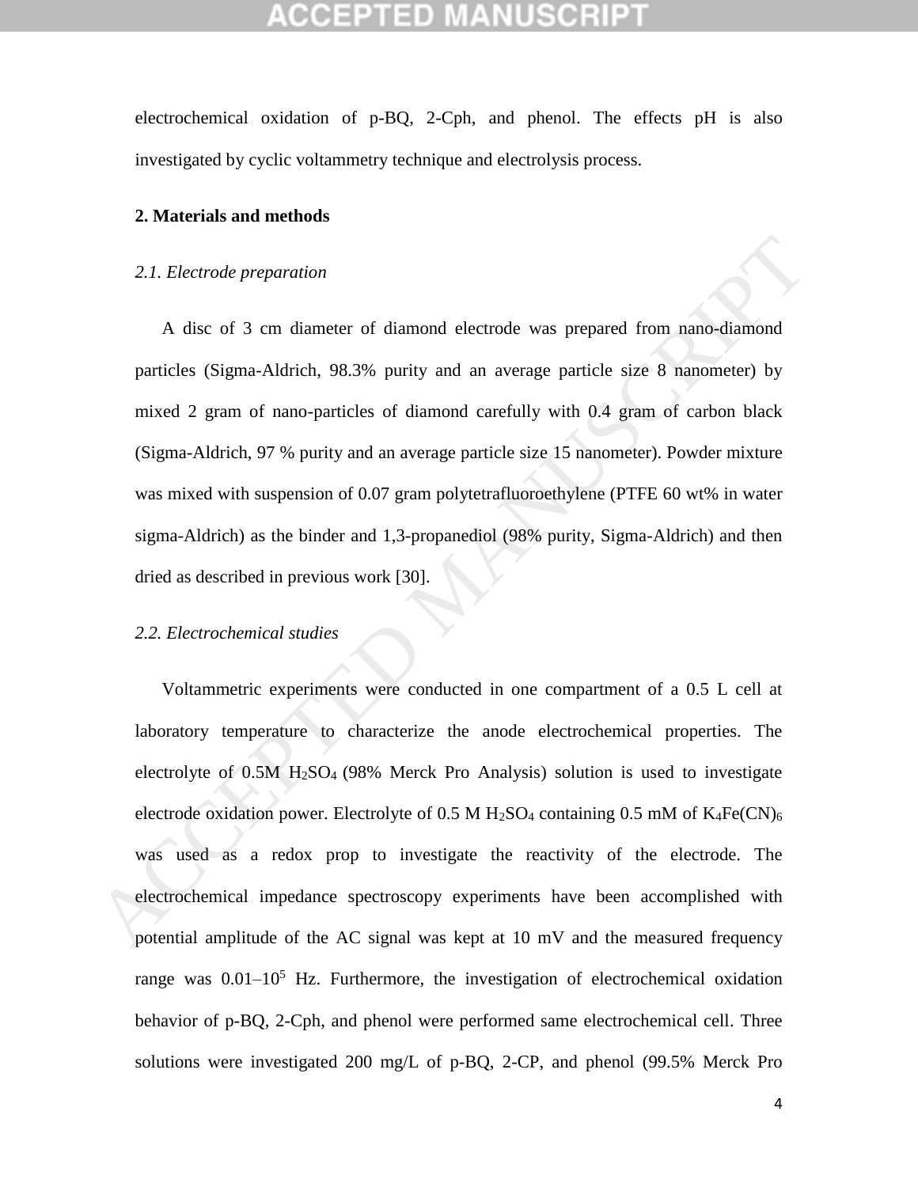electrochemical oxidation of p-BQ, 2-Cph, and phenol. The effects pH is also investigated by cyclic voltammetry technique and electrolysis process.

## 2. Materials and methods

### *2.1. Electrode preparation*

A disc of 3 cm diameter of diamond electrode was prepared from nano-diamond particles (Sigma-Aldrich, 98.3% purity and an average particle size 8 nanometer) by mixed 2 gram of nano-particles of diamond carefully with 0.4 gram of carbon black (Sigma-Aldrich, 97 % purity and an average particle size 15 nanometer). Powder mixture was mixed with suspension of 0.07 gram polytetrafluoroethylene (PTFE 60 wt% in water sigma-Aldrich) as the binder and 1,3-propanediol (98% purity, Sigma-Aldrich) and then dried as described in previous work [30].

### *2.2. Electrochemical studies*

Voltammetric experiments were conducted in one compartment of a 0.5 L cell at laboratory temperature to characterize the anode electrochemical properties. The electrolyte of 0.5M $H_2SO_4$ (98% Merck Pro Analysis) solution is used to investigate electrode oxidation power. Electrolyte of 0.5 M $H_2SO_4$ containing 0.5 mM of $K_4Fe(CN)_6$ was used as a redox prop to investigate the reactivity of the electrode. The electrochemical impedance spectroscopy experiments have been accomplished with potential amplitude of the AC signal was kept at 10 mV and the measured frequency range was $0.01–10^5$ Hz. Furthermore, the investigation of electrochemical oxidation behavior of p-BQ, 2-Cph, and phenol were performed same electrochemical cell. Three solutions were investigated 200 mg/L of p-BQ, 2-CP, and phenol (99.5% Merck Pro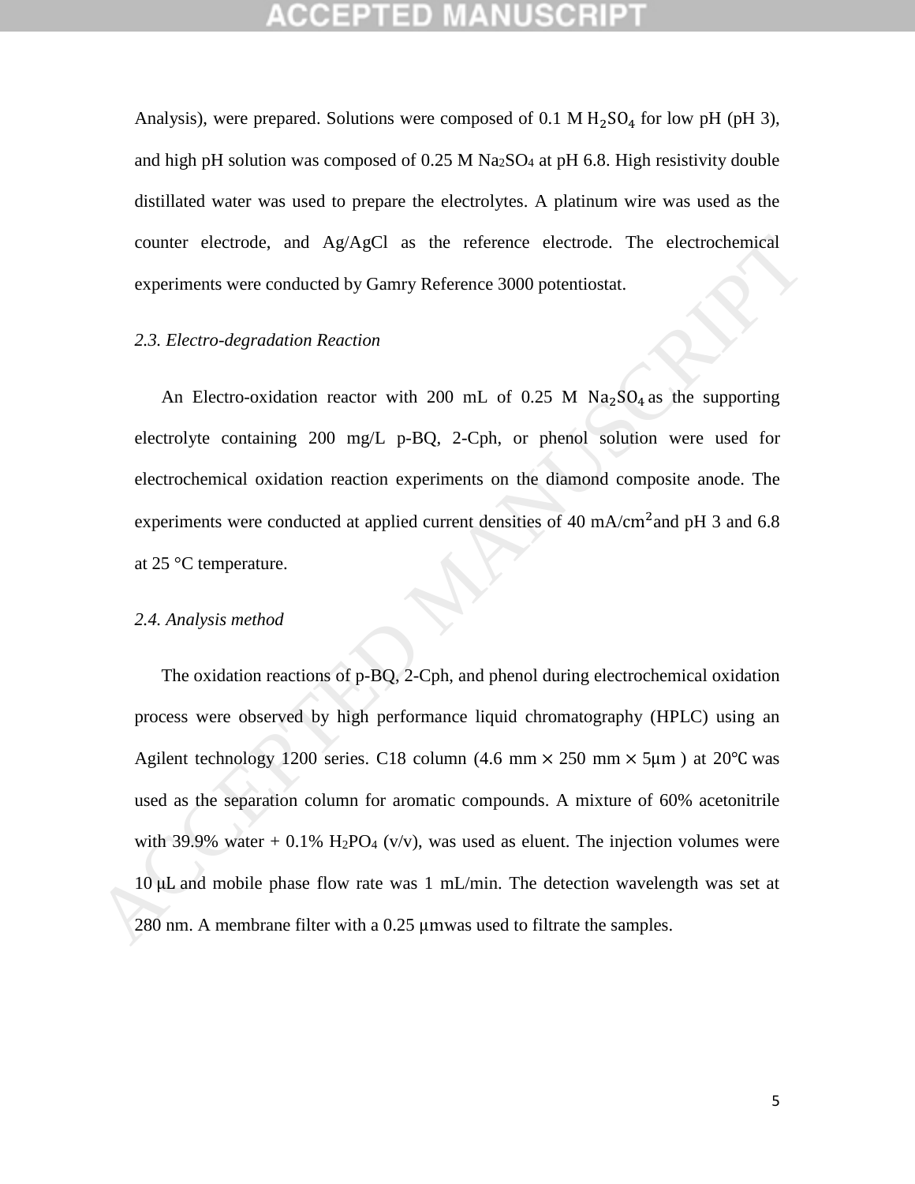Analysis), were prepared. Solutions were composed of 0.1 M $H_2SO_4$ for low pH (pH 3), and high pH solution was composed of 0.25 M $Na_2SO_4$ at pH 6.8. High resistivity double distilled water was used to prepare the electrolytes. A platinum wire was used as the counter electrode, and Ag/AgCl as the reference electrode. The electrochemical experiments were conducted by Gamry Reference 3000 potentiostat.

*2.3. Electro-degradation Reaction*

An Electro-oxidation reactor with 200 mL of 0.25 M $Na_2SO_4$ as the supporting electrolyte containing 200 mg/L p-BQ, 2-Cph, or phenol solution were used for electrochemical oxidation reaction experiments on the diamond composite anode. The experiments were conducted at applied current densities of 40 mA/cm$^2$and pH 3 and 6.8 at 25 °C temperature.

*2.4. Analysis method*

The oxidation reactions of p-BQ, 2-Cph, and phenol during electrochemical oxidation process were observed by high performance liquid chromatography (HPLC) using an Agilent technology 1200 series. C18 column (4.6 mm × 250 mm × 5μm ) at 20℃ was used as the separation column for aromatic compounds. A mixture of 60% acetonitrile with 39.9% water + 0.1% $H_2PO_4$ (v/v), was used as eluent. The injection volumes were 10 μL and mobile phase flow rate was 1 mL/min. The detection wavelength was set at 280 nm. A membrane filter with a 0.25 μmwas used to filtrate the samples.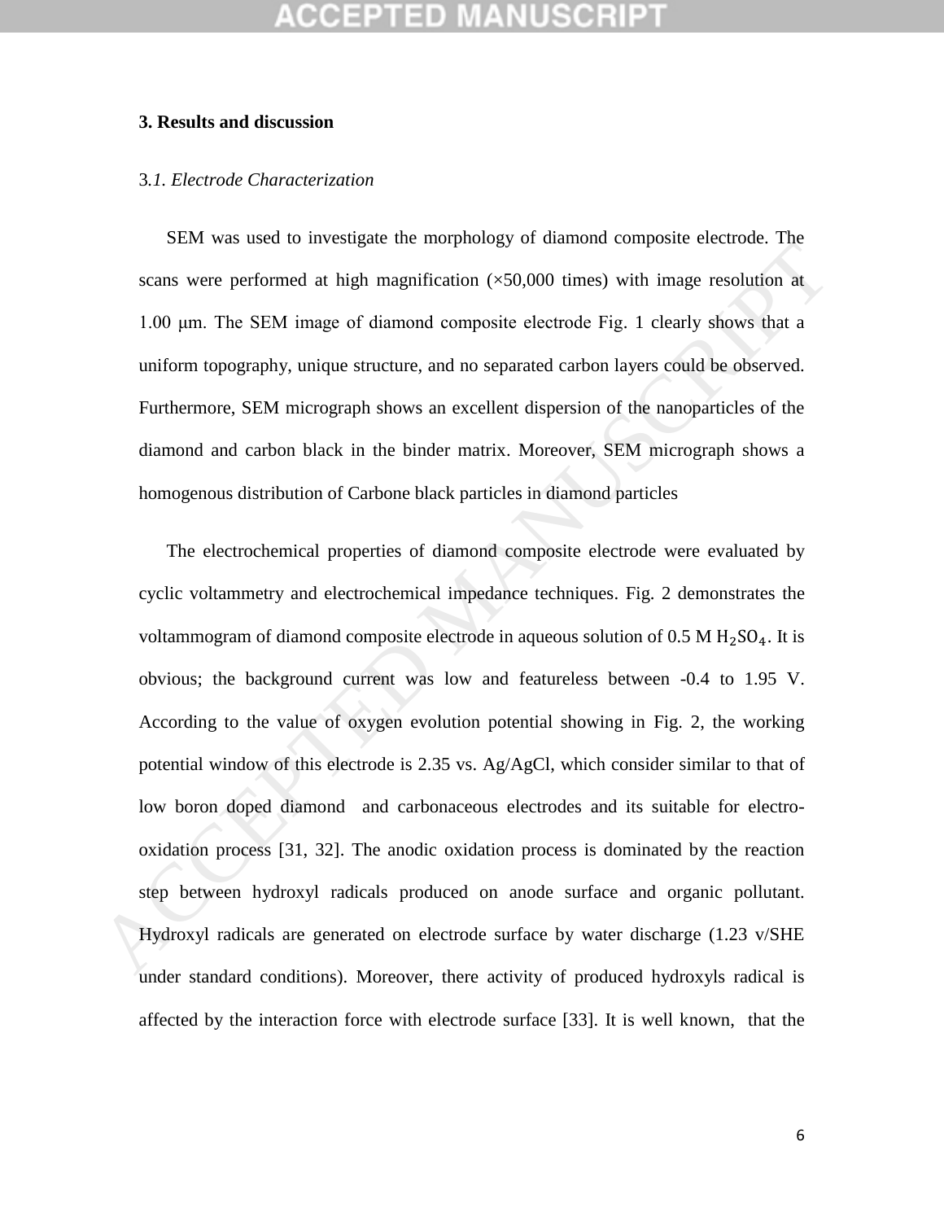## 3. Results and discussion

### 3.1. *Electrode Characterization*

SEM was used to investigate the morphology of diamond composite electrode. The scans were performed at high magnification (×50,000 times) with image resolution at 1.00 μm. The SEM image of diamond composite electrode Fig. 1 clearly shows that a uniform topography, unique structure, and no separated carbon layers could be observed. Furthermore, SEM micrograph shows an excellent dispersion of the nanoparticles of the diamond and carbon black in the binder matrix. Moreover, SEM micrograph shows a homogenous distribution of Carbone black particles in diamond particles

The electrochemical properties of diamond composite electrode were evaluated by cyclic voltammetry and electrochemical impedance techniques. Fig. 2 demonstrates the voltammogram of diamond composite electrode in aqueous solution of 0.5 M $H_2SO_4$. It is obvious; the background current was low and featureless between -0.4 to 1.95 V. According to the value of oxygen evolution potential showing in Fig. 2, the working potential window of this electrode is 2.35 vs. Ag/AgCl, which consider similar to that of low boron doped diamond and carbonaceous electrodes and its suitable for electro-oxidation process [31, 32]. The anodic oxidation process is dominated by the reaction step between hydroxyl radicals produced on anode surface and organic pollutant. Hydroxyl radicals are generated on electrode surface by water discharge (1.23 v/SHE under standard conditions). Moreover, there activity of produced hydroxyls radical is affected by the interaction force with electrode surface [33]. It is well known, that the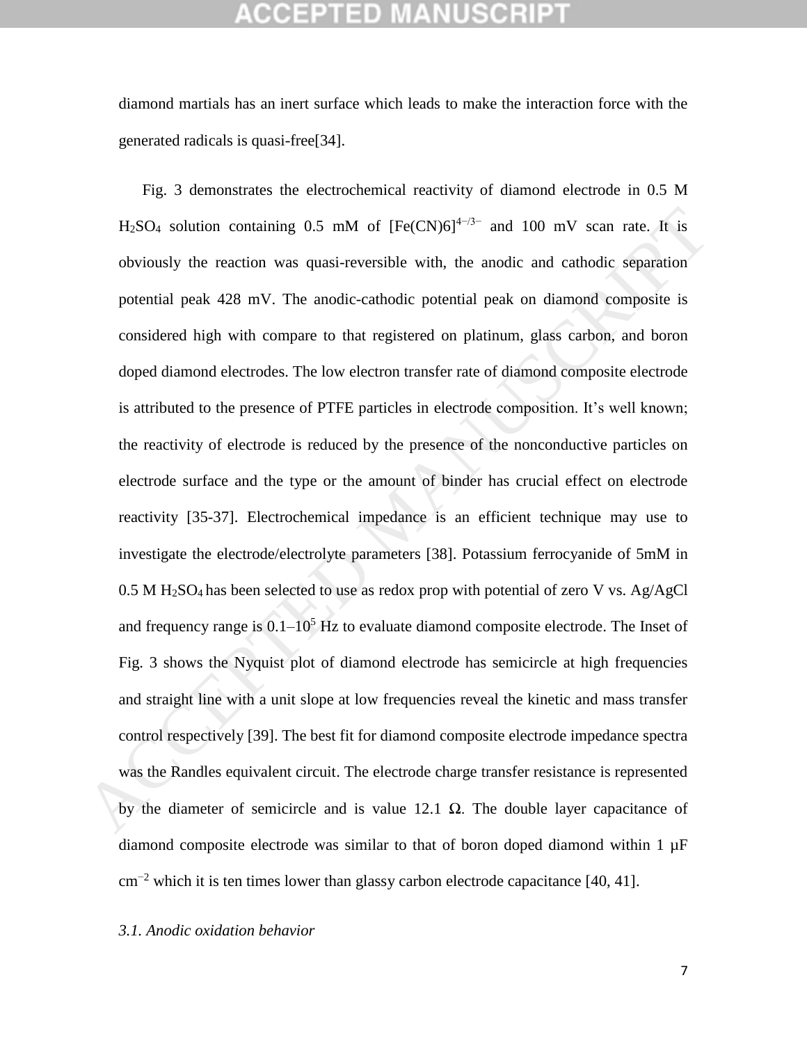diamond martials has an inert surface which leads to make the interaction force with the generated radicals is quasi-free[34].

Fig. 3 demonstrates the electrochemical reactivity of diamond electrode in 0.5 M $H_2SO_4$ solution containing 0.5 mM of $[Fe(CN)6]^{4-/3-}$ and 100 mV scan rate. It is obviously the reaction was quasi-reversible with, the anodic and cathodic separation potential peak 428 mV. The anodic-cathodic potential peak on diamond composite is considered high with compare to that registered on platinum, glass carbon, and boron doped diamond electrodes. The low electron transfer rate of diamond composite electrode is attributed to the presence of PTFE particles in electrode composition. It's well known; the reactivity of electrode is reduced by the presence of the nonconductive particles on electrode surface and the type or the amount of binder has crucial effect on electrode reactivity [35-37]. Electrochemical impedance is an efficient technique may use to investigate the electrode/electrolyte parameters [38]. Potassium ferrocyanide of 5mM in 0.5 M $H_2SO_4$ has been selected to use as redox prop with potential of zero V vs. Ag/AgCl and frequency range is $0.1–10^5$ Hz to evaluate diamond composite electrode. The Inset of Fig. 3 shows the Nyquist plot of diamond electrode has semicircle at high frequencies and straight line with a unit slope at low frequencies reveal the kinetic and mass transfer control respectively [39]. The best fit for diamond composite electrode impedance spectra was the Randles equivalent circuit. The electrode charge transfer resistance is represented by the diameter of semicircle and is value 12.1 Ω. The double layer capacitance of diamond composite electrode was similar to that of boron doped diamond within 1 μF $cm^{-2}$ which it is ten times lower than glassy carbon electrode capacitance [40, 41].

### *3.1. Anodic oxidation behavior*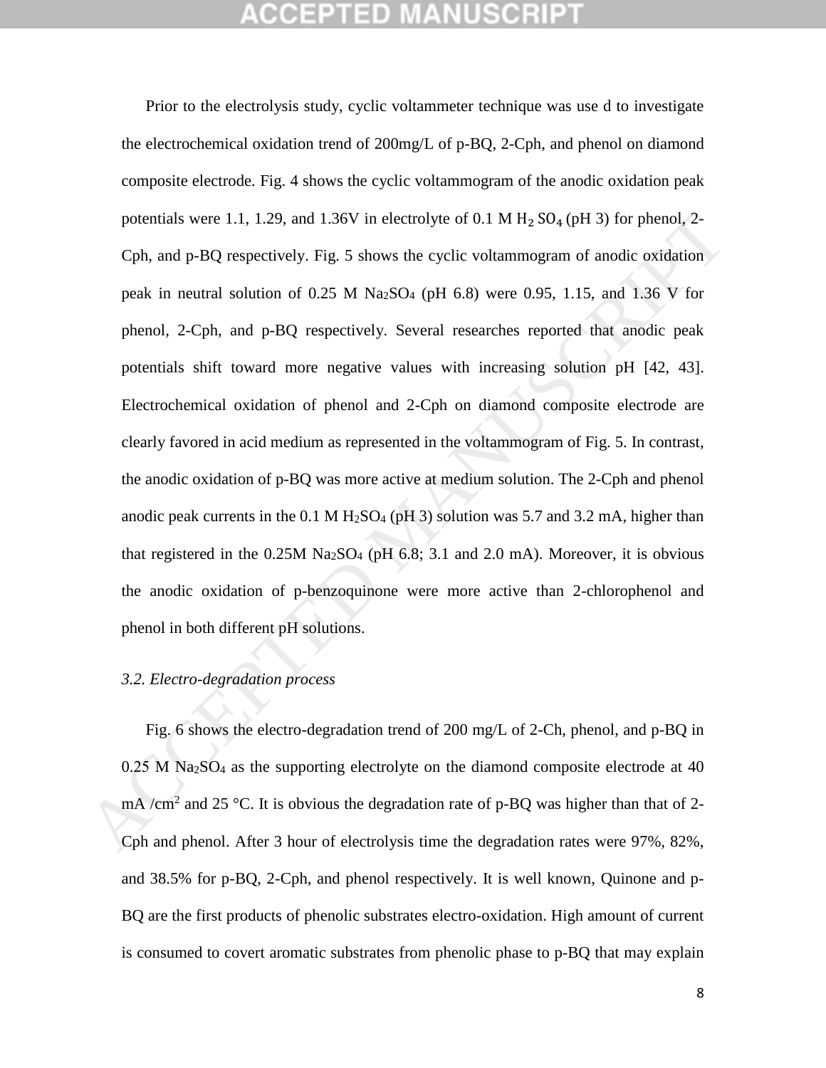Prior to the electrolysis study, cyclic voltammeter technique was use d to investigate the electrochemical oxidation trend of 200mg/L of p-BQ, 2-Cph, and phenol on diamond composite electrode. Fig. 4 shows the cyclic voltammogram of the anodic oxidation peak potentials were 1.1, 1.29, and 1.36V in electrolyte of 0.1 M $H_2SO_4$ (pH 3) for phenol, 2-Cph, and p-BQ respectively. Fig. 5 shows the cyclic voltammogram of anodic oxidation peak in neutral solution of 0.25 M $Na_2SO_4$ (pH 6.8) were 0.95, 1.15, and 1.36 V for phenol, 2-Cph, and p-BQ respectively. Several researches reported that anodic peak potentials shift toward more negative values with increasing solution pH [42, 43]. Electrochemical oxidation of phenol and 2-Cph on diamond composite electrode are clearly favored in acid medium as represented in the voltammogram of Fig. 5. In contrast, the anodic oxidation of p-BQ was more active at medium solution. The 2-Cph and phenol anodic peak currents in the 0.1 M $H_2SO_4$ (pH 3) solution was 5.7 and 3.2 mA, higher than that registered in the 0.25M $Na_2SO_4$ (pH 6.8; 3.1 and 2.0 mA). Moreover, it is obvious the anodic oxidation of p-benzoquinone were more active than 2-chlorophenol and phenol in both different pH solutions.

### *3.2. Electro-degradation process*

Fig. 6 shows the electro-degradation trend of 200 mg/L of 2-Ch, phenol, and p-BQ in 0.25 M $Na_2SO_4$ as the supporting electrolyte on the diamond composite electrode at 40 mA /cm$^2$ and 25 °C. It is obvious the degradation rate of p-BQ was higher than that of 2-Cph and phenol. After 3 hour of electrolysis time the degradation rates were 97%, 82%, and 38.5% for p-BQ, 2-Cph, and phenol respectively. It is well known, Quinone and p-BQ are the first products of phenolic substrates electro-oxidation. High amount of current is consumed to covert aromatic substrates from phenolic phase to p-BQ that may explain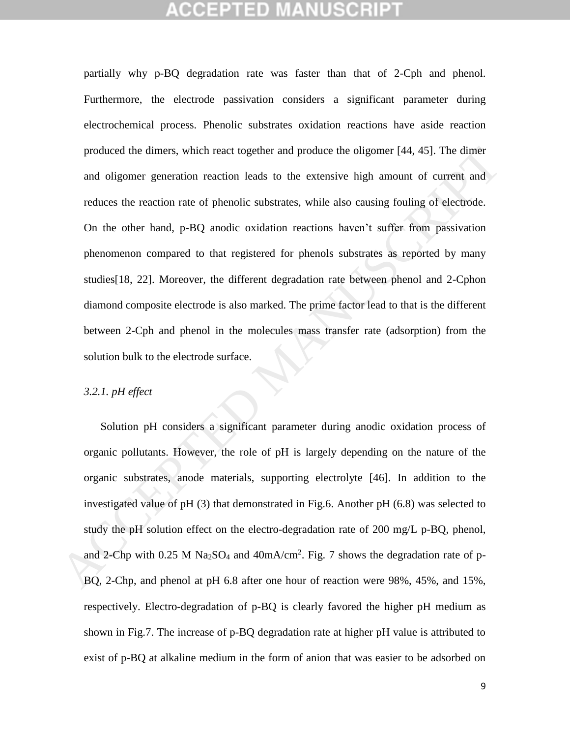partially why p-BQ degradation rate was faster than that of 2-Cph and phenol. Furthermore, the electrode passivation considers a significant parameter during electrochemical process. Phenolic substrates oxidation reactions have aside reaction produced the dimers, which react together and produce the oligomer [44, 45]. The dimer and oligomer generation reaction leads to the extensive high amount of current and reduces the reaction rate of phenolic substrates, while also causing fouling of electrode. On the other hand, p-BQ anodic oxidation reactions haven't suffer from passivation phenomenon compared to that registered for phenols substrates as reported by many studies[18, 22]. Moreover, the different degradation rate between phenol and 2-Cphon diamond composite electrode is also marked. The prime factor lead to that is the different between 2-Cph and phenol in the molecules mass transfer rate (adsorption) from the solution bulk to the electrode surface.

### *3.2.1. pH effect*

Solution pH considers a significant parameter during anodic oxidation process of organic pollutants. However, the role of pH is largely depending on the nature of the organic substrates, anode materials, supporting electrolyte [46]. In addition to the investigated value of pH (3) that demonstrated in Fig.6. Another pH (6.8) was selected to study the pH solution effect on the electro-degradation rate of 200 mg/L p-BQ, phenol, and 2-Chp with 0.25 M $Na_2SO_4$ and 40mA/cm$^2$. Fig. 7 shows the degradation rate of p-BQ, 2-Chp, and phenol at pH 6.8 after one hour of reaction were 98%, 45%, and 15%, respectively. Electro-degradation of p-BQ is clearly favored the higher pH medium as shown in Fig.7. The increase of p-BQ degradation rate at higher pH value is attributed to exist of p-BQ at alkaline medium in the form of anion that was easier to be adsorbed on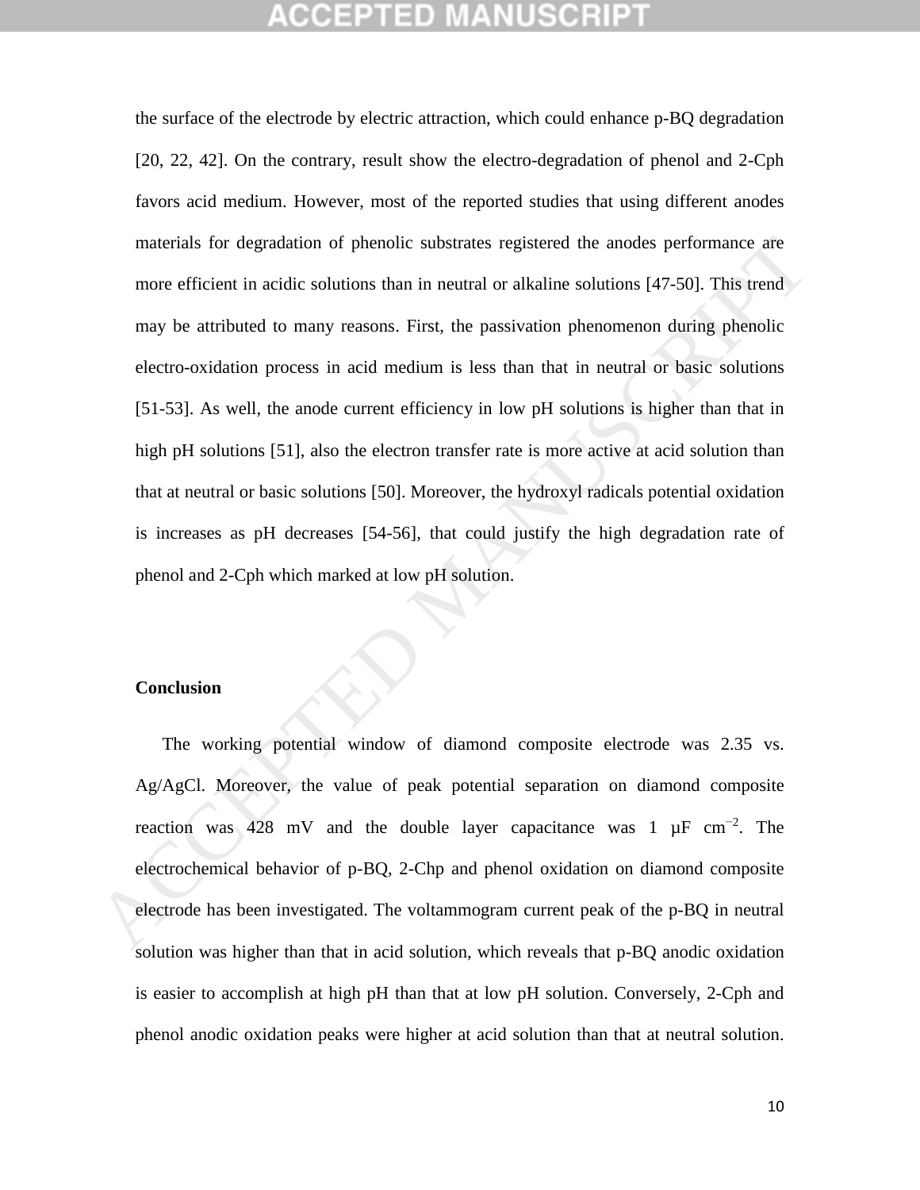the surface of the electrode by electric attraction, which could enhance p-BQ degradation [20, 22, 42]. On the contrary, result show the electro-degradation of phenol and 2-Cph favors acid medium. However, most of the reported studies that using different anodes materials for degradation of phenolic substrates registered the anodes performance are more efficient in acidic solutions than in neutral or alkaline solutions [47-50]. This trend may be attributed to many reasons. First, the passivation phenomenon during phenolic electro-oxidation process in acid medium is less than that in neutral or basic solutions [51-53]. As well, the anode current efficiency in low pH solutions is higher than that in high pH solutions [51], also the electron transfer rate is more active at acid solution than that at neutral or basic solutions [50]. Moreover, the hydroxyl radicals potential oxidation is increases as pH decreases [54-56], that could justify the high degradation rate of phenol and 2-Cph which marked at low pH solution.

**Conclusion**

The working potential window of diamond composite electrode was 2.35 vs. Ag/AgCl. Moreover, the value of peak potential separation on diamond composite reaction was 428 mV and the double layer capacitance was 1 μF $cm^{-2}$. The electrochemical behavior of p-BQ, 2-Chp and phenol oxidation on diamond composite electrode has been investigated. The voltammogram current peak of the p-BQ in neutral solution was higher than that in acid solution, which reveals that p-BQ anodic oxidation is easier to accomplish at high pH than that at low pH solution. Conversely, 2-Cph and phenol anodic oxidation peaks were higher at acid solution than that at neutral solution.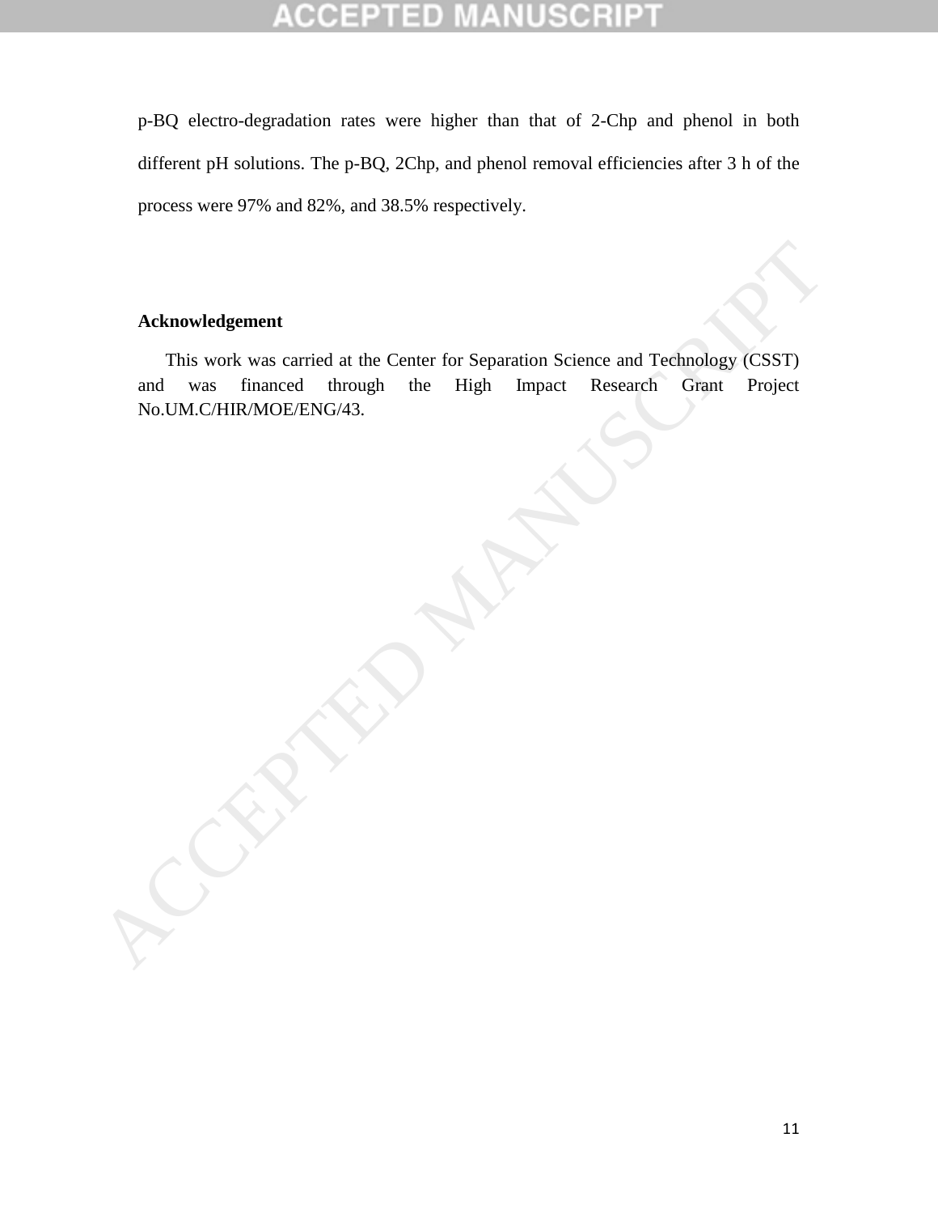p-BQ electro-degradation rates were higher than that of 2-Chp and phenol in both different pH solutions. The p-BQ, 2Chp, and phenol removal efficiencies after 3 h of the process were 97% and 82%, and 38.5% respectively.

## Acknowledgement

This work was carried at the Center for Separation Science and Technology (CSST) and was financed through the High Impact Research Grant Project No.UM.C/HIR/MOE/ENG/43.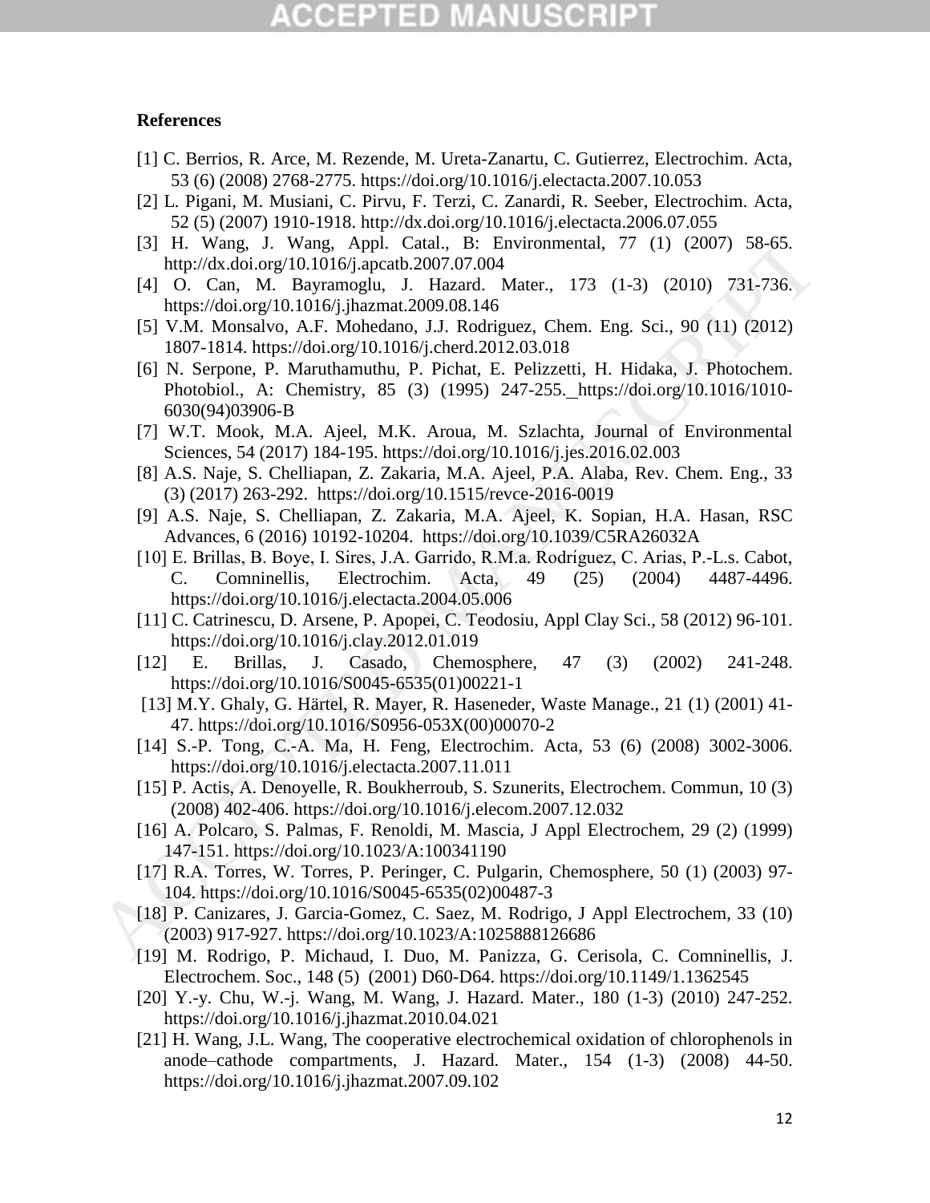**References**

[1] C. Berrios, R. Arce, M. Rezende, M. Ureta-Zanartu, C. Gutierrez, Electrochim. Acta, 53 (6) (2008) 2768-2775. https://doi.org/10.1016/j.electacta.2007.10.053

[2] L. Pigani, M. Musiani, C. Pirvu, F. Terzi, C. Zanardi, R. Seeber, Electrochim. Acta, 52 (5) (2007) 1910-1918. http://dx.doi.org/10.1016/j.electacta.2006.07.055

[3] H. Wang, J. Wang, Appl. Catal., B: Environmental, 77 (1) (2007) 58-65. http://dx.doi.org/10.1016/j.apcatb.2007.07.004

[4] O. Can, M. Bayramoglu, J. Hazard. Mater., 173 (1-3) (2010) 731-736. https://doi.org/10.1016/j.jhazmat.2009.08.146

[5] V.M. Monsalvo, A.F. Mohedano, J.J. Rodriguez, Chem. Eng. Sci., 90 (11) (2012) 1807-1814. https://doi.org/10.1016/j.cherd.2012.03.018

[6] N. Serpone, P. Maruthamuthu, P. Pichat, E. Pelizzetti, H. Hidaka, J. Photochem. Photobiol., A: Chemistry, 85 (3) (1995) 247-255. https://doi.org/10.1016/1010-6030(94)03906-B

[7] W.T. Mook, M.A. Ajeel, M.K. Aroua, M. Szlachta, Journal of Environmental Sciences, 54 (2017) 184-195. https://doi.org/10.1016/j.jes.2016.02.003

[8] A.S. Naje, S. Chelliapan, Z. Zakaria, M.A. Ajeel, P.A. Alaba, Rev. Chem. Eng., 33 (3) (2017) 263-292. https://doi.org/10.1515/revce-2016-0019

[9] A.S. Naje, S. Chelliapan, Z. Zakaria, M.A. Ajeel, K. Sopian, H.A. Hasan, RSC Advances, 6 (2016) 10192-10204. https://doi.org/10.1039/C5RA26032A

[10] E. Brillas, B. Boye, I. Sires, J.A. Garrido, R.M.a. Rodríguez, C. Arias, P.-L.s. Cabot, C. Comninellis, Electrochim. Acta, 49 (25) (2004) 4487-4496. https://doi.org/10.1016/j.electacta.2004.05.006

[11] C. Catrinescu, D. Arsene, P. Apopei, C. Teodosiu, Appl Clay Sci., 58 (2012) 96-101. https://doi.org/10.1016/j.clay.2012.01.019

[12] E. Brillas, J. Casado, Chemosphere, 47 (3) (2002) 241-248. https://doi.org/10.1016/S0045-6535(01)00221-1

[13] M.Y. Ghaly, G. Härtel, R. Mayer, R. Haseneder, Waste Manage., 21 (1) (2001) 41-47. https://doi.org/10.1016/S0956-053X(00)00070-2

[14] S.-P. Tong, C.-A. Ma, H. Feng, Electrochim. Acta, 53 (6) (2008) 3002-3006. https://doi.org/10.1016/j.electacta.2007.11.011

[15] P. Actis, A. Denoyelle, R. Boukherroub, S. Szunerits, Electrochem. Commun, 10 (3) (2008) 402-406. https://doi.org/10.1016/j.elecom.2007.12.032

[16] A. Polcaro, S. Palmas, F. Renoldi, M. Mascia, J Appl Electrochem, 29 (2) (1999) 147-151. https://doi.org/10.1023/A:100341190

[17] R.A. Torres, W. Torres, P. Peringer, C. Pulgarin, Chemosphere, 50 (1) (2003) 97-104. https://doi.org/10.1016/S0045-6535(02)00487-3

[18] P. Canizares, J. Garcia-Gomez, C. Saez, M. Rodrigo, J Appl Electrochem, 33 (10) (2003) 917-927. https://doi.org/10.1023/A:1025888126686

[19] M. Rodrigo, P. Michaud, I. Duo, M. Panizza, G. Cerisola, C. Comninellis, J. Electrochem. Soc., 148 (5) (2001) D60-D64. https://doi.org/10.1149/1.1362545

[20] Y.-y. Chu, W.-j. Wang, M. Wang, J. Hazard. Mater., 180 (1-3) (2010) 247-252. https://doi.org/10.1016/j.jhazmat.2010.04.021

[21] H. Wang, J.L. Wang, The cooperative electrochemical oxidation of chlorophenols in anode–cathode compartments, J. Hazard. Mater., 154 (1-3) (2008) 44-50. https://doi.org/10.1016/j.jhazmat.2007.09.102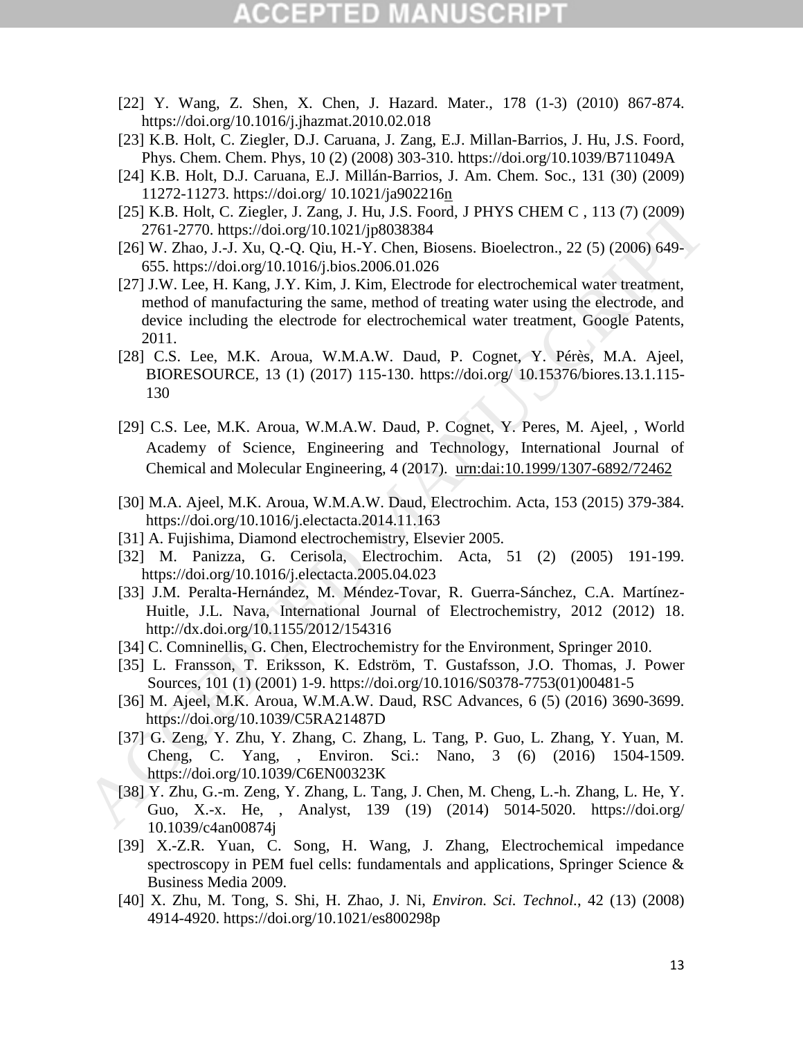[22] Y. Wang, Z. Shen, X. Chen, J. Hazard. Mater., 178 (1-3) (2010) 867-874. https://doi.org/10.1016/j.jhazmat.2010.02.018

[23] K.B. Holt, C. Ziegler, D.J. Caruana, J. Zang, E.J. Millan-Barrios, J. Hu, J.S. Foord, Phys. Chem. Chem. Phys, 10 (2) (2008) 303-310. https://doi.org/10.1039/B711049A

[24] K.B. Holt, D.J. Caruana, E.J. Millán-Barrios, J. Am. Chem. Soc., 131 (30) (2009) 11272-11273. https://doi.org/ 10.1021/ja902216n

[25] K.B. Holt, C. Ziegler, J. Zang, J. Hu, J.S. Foord, J PHYS CHEM C , 113 (7) (2009) 2761-2770. https://doi.org/10.1021/jp8038384

[26] W. Zhao, J.-J. Xu, Q.-Q. Qiu, H.-Y. Chen, Biosens. Bioelectron., 22 (5) (2006) 649-655. https://doi.org/10.1016/j.bios.2006.01.026

[27] J.W. Lee, H. Kang, J.Y. Kim, J. Kim, Electrode for electrochemical water treatment, method of manufacturing the same, method of treating water using the electrode, and device including the electrode for electrochemical water treatment, Google Patents, 2011.

[28] C.S. Lee, M.K. Aroua, W.M.A.W. Daud, P. Cognet, Y. Pérès, M.A. Ajeel, BIORESOURCE, 13 (1) (2017) 115-130. https://doi.org/ 10.15376/biores.13.1.115-130

[29] C.S. Lee, M.K. Aroua, W.M.A.W. Daud, P. Cognet, Y. Peres, M. Ajeel, , World Academy of Science, Engineering and Technology, International Journal of Chemical and Molecular Engineering, 4 (2017). urn:dai:10.1999/1307-6892/72462

[30] M.A. Ajeel, M.K. Aroua, W.M.A.W. Daud, Electrochim. Acta, 153 (2015) 379-384. https://doi.org/10.1016/j.electacta.2014.11.163

[31] A. Fujishima, Diamond electrochemistry, Elsevier 2005.

[32] M. Panizza, G. Cerisola, Electrochim. Acta, 51 (2) (2005) 191-199. https://doi.org/10.1016/j.electacta.2005.04.023

[33] J.M. Peralta-Hernández, M. Méndez-Tovar, R. Guerra-Sánchez, C.A. Martínez-Huitle, J.L. Nava, International Journal of Electrochemistry, 2012 (2012) 18. http://dx.doi.org/10.1155/2012/154316

[34] C. Comninellis, G. Chen, Electrochemistry for the Environment, Springer 2010.

[35] L. Fransson, T. Eriksson, K. Edström, T. Gustafsson, J.O. Thomas, J. Power Sources, 101 (1) (2001) 1-9. https://doi.org/10.1016/S0378-7753(01)00481-5

[36] M. Ajeel, M.K. Aroua, W.M.A.W. Daud, RSC Advances, 6 (5) (2016) 3690-3699. https://doi.org/10.1039/C5RA21487D

[37] G. Zeng, Y. Zhu, Y. Zhang, C. Zhang, L. Tang, P. Guo, L. Zhang, Y. Yuan, M. Cheng, C. Yang, , Environ. Sci.: Nano, 3 (6) (2016) 1504-1509. https://doi.org/10.1039/C6EN00323K

[38] Y. Zhu, G.-m. Zeng, Y. Zhang, L. Tang, J. Chen, M. Cheng, L.-h. Zhang, L. He, Y. Guo, X.-x. He, , Analyst, 139 (19) (2014) 5014-5020. https://doi.org/ 10.1039/c4an00874j

[39] X.-Z.R. Yuan, C. Song, H. Wang, J. Zhang, Electrochemical impedance spectroscopy in PEM fuel cells: fundamentals and applications, Springer Science & Business Media 2009.

[40] X. Zhu, M. Tong, S. Shi, H. Zhao, J. Ni, *Environ. Sci. Technol.*, 42 (13) (2008) 4914-4920. https://doi.org/10.1021/es800298p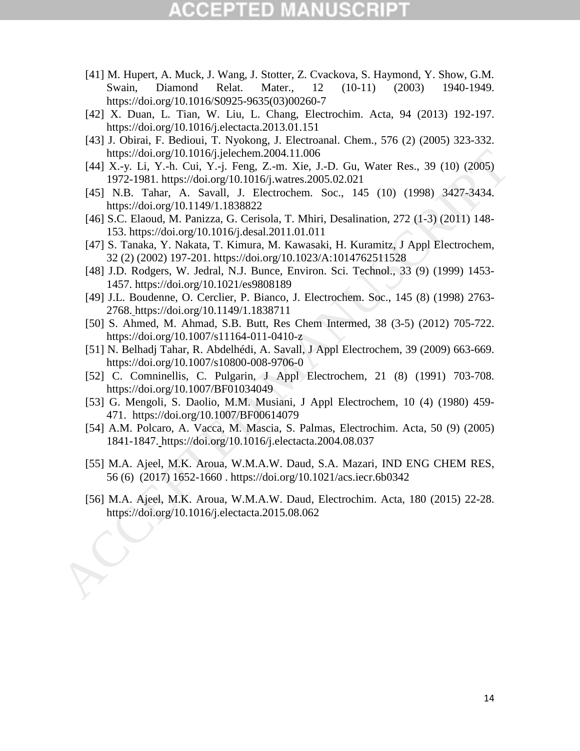[41] M. Hupert, A. Muck, J. Wang, J. Stotter, Z. Cvackova, S. Haymond, Y. Show, G.M. Swain, Diamond Relat. Mater., 12 (10-11) (2003) 1940-1949. https://doi.org/10.1016/S0925-9635(03)00260-7

[42] X. Duan, L. Tian, W. Liu, L. Chang, Electrochim. Acta, 94 (2013) 192-197. https://doi.org/10.1016/j.electacta.2013.01.151

[43] J. Obirai, F. Bedioui, T. Nyokong, J. Electroanal. Chem., 576 (2) (2005) 323-332. https://doi.org/10.1016/j.jelechem.2004.11.006

[44] X.-y. Li, Y.-h. Cui, Y.-j. Feng, Z.-m. Xie, J.-D. Gu, Water Res., 39 (10) (2005) 1972-1981. https://doi.org/10.1016/j.watres.2005.02.021

[45] N.B. Tahar, A. Savall, J. Electrochem. Soc., 145 (10) (1998) 3427-3434. https://doi.org/10.1149/1.1838822

[46] S.C. Elaoud, M. Panizza, G. Cerisola, T. Mhiri, Desalination, 272 (1-3) (2011) 148-153. https://doi.org/10.1016/j.desal.2011.01.011

[47] S. Tanaka, Y. Nakata, T. Kimura, M. Kawasaki, H. Kuramitz, J Appl Electrochem, 32 (2) (2002) 197-201. https://doi.org/10.1023/A:1014762511528

[48] J.D. Rodgers, W. Jedral, N.J. Bunce, Environ. Sci. Technol., 33 (9) (1999) 1453-1457. https://doi.org/10.1021/es9808189

[49] J.L. Boudenne, O. Cerclier, P. Bianco, J. Electrochem. Soc., 145 (8) (1998) 2763-2768. https://doi.org/10.1149/1.1838711

[50] S. Ahmed, M. Ahmad, S.B. Butt, Res Chem Intermed, 38 (3-5) (2012) 705-722. https://doi.org/10.1007/s11164-011-0410-z

[51] N. Belhadj Tahar, R. Abdelhédi, A. Savall, J Appl Electrochem, 39 (2009) 663-669. https://doi.org/10.1007/s10800-008-9706-0

[52] C. Comninellis, C. Pulgarin, J Appl Electrochem, 21 (8) (1991) 703-708. https://doi.org/10.1007/BF01034049

[53] G. Mengoli, S. Daolio, M.M. Musiani, J Appl Electrochem, 10 (4) (1980) 459-471. https://doi.org/10.1007/BF00614079

[54] A.M. Polcaro, A. Vacca, M. Mascia, S. Palmas, Electrochim. Acta, 50 (9) (2005) 1841-1847. https://doi.org/10.1016/j.electacta.2004.08.037

[55] M.A. Ajeel, M.K. Aroua, W.M.A.W. Daud, S.A. Mazari, IND ENG CHEM RES, 56 (6) (2017) 1652-1660 . https://doi.org/10.1021/acs.iecr.6b0342

[56] M.A. Ajeel, M.K. Aroua, W.M.A.W. Daud, Electrochim. Acta, 180 (2015) 22-28. https://doi.org/10.1016/j.electacta.2015.08.062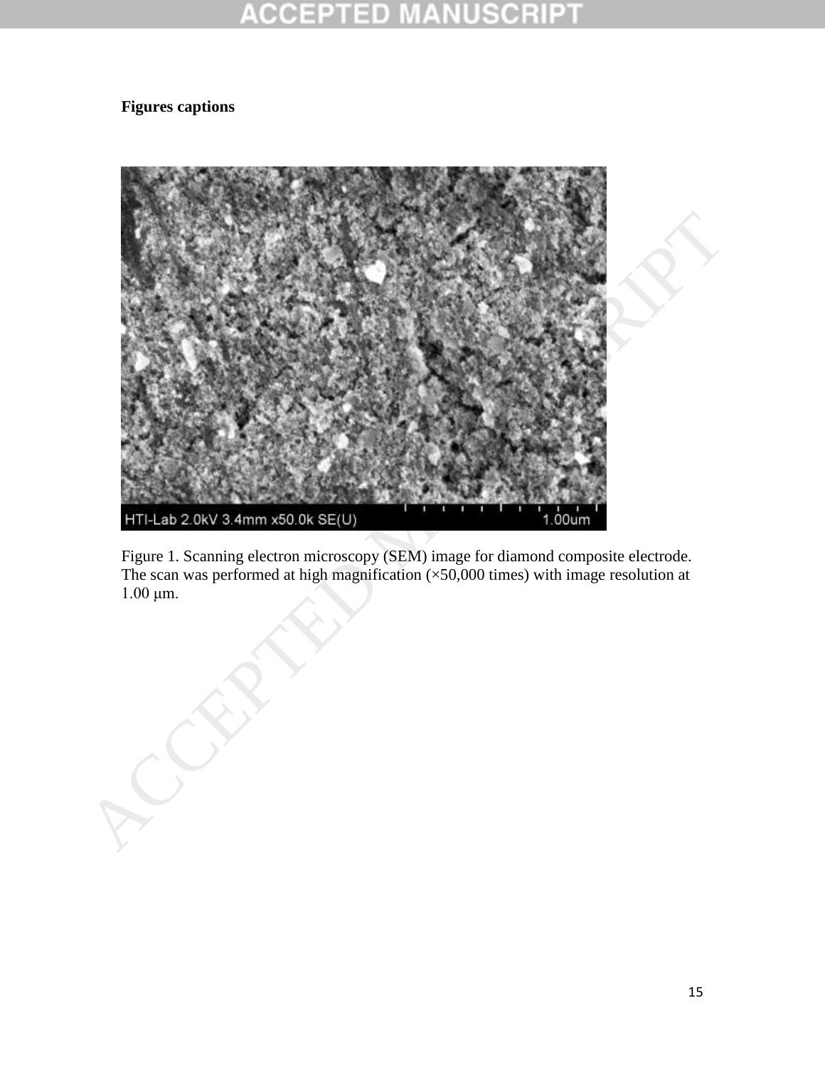**Figures captions**

Figure 1. Scanning electron microscopy (SEM) image for diamond composite electrode. The scan was performed at high magnification (×50,000 times) with image resolution at 1.00 μm.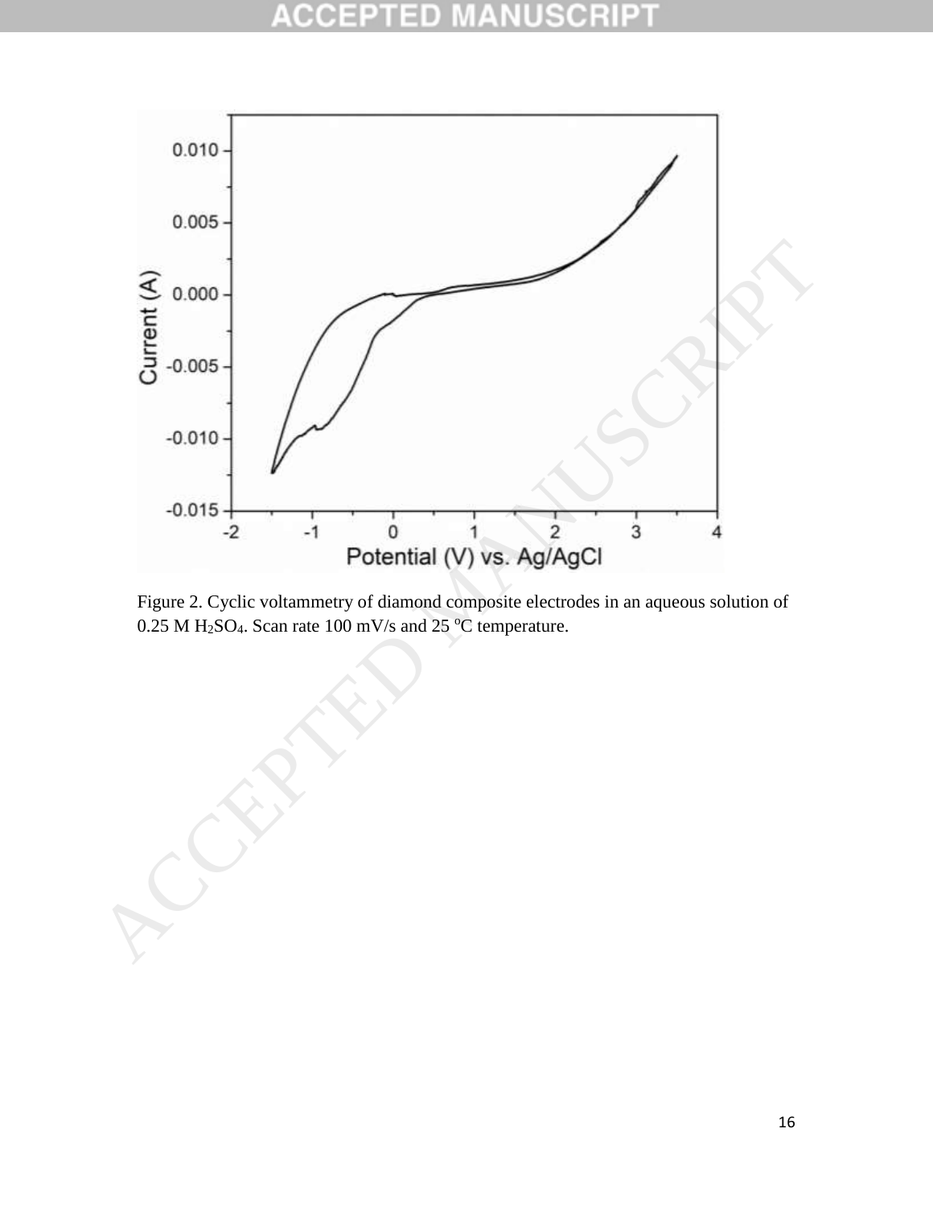Figure 2. Cyclic voltammetry of diamond composite electrodes in an aqueous solution of 0.25 M $H_2SO_4$. Scan rate 100 mV/s and 25 $^{o}$C temperature.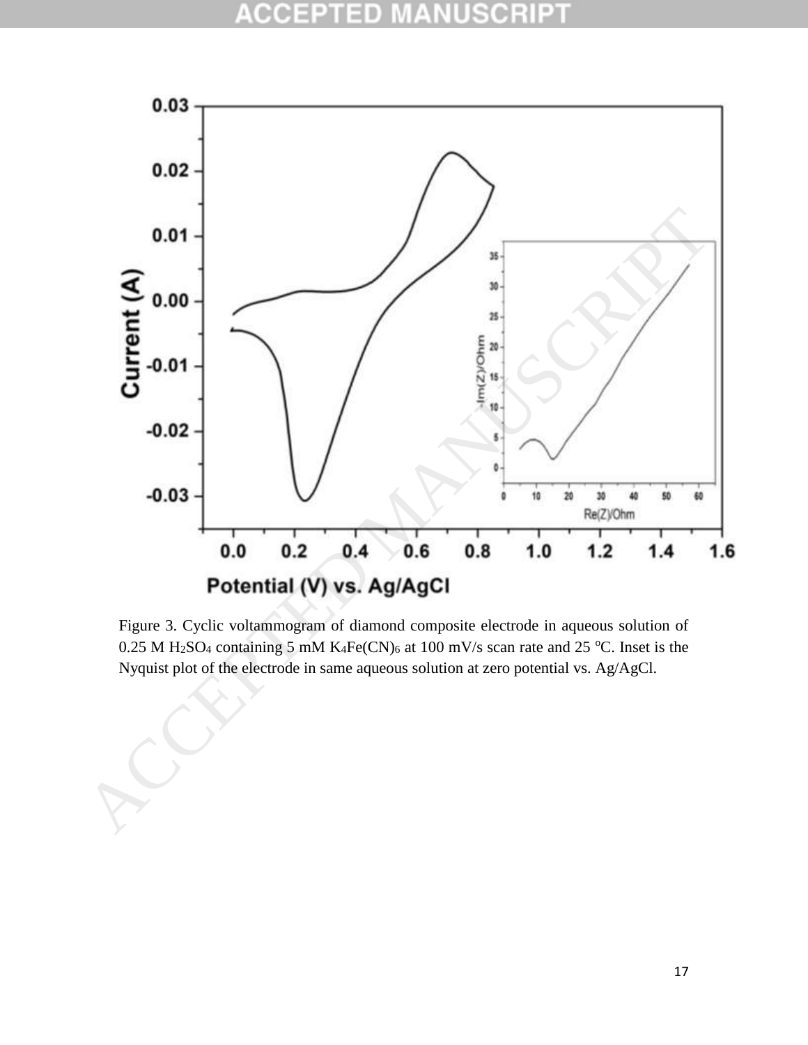Figure 3. Cyclic voltammogram of diamond composite electrode in aqueous solution of 0.25 M $H_2SO_4$ containing 5 mM $K_4Fe(CN)_6$ at 100 mV/s scan rate and 25 $^oC$. Inset is the Nyquist plot of the electrode in same aqueous solution at zero potential vs. Ag/AgCl.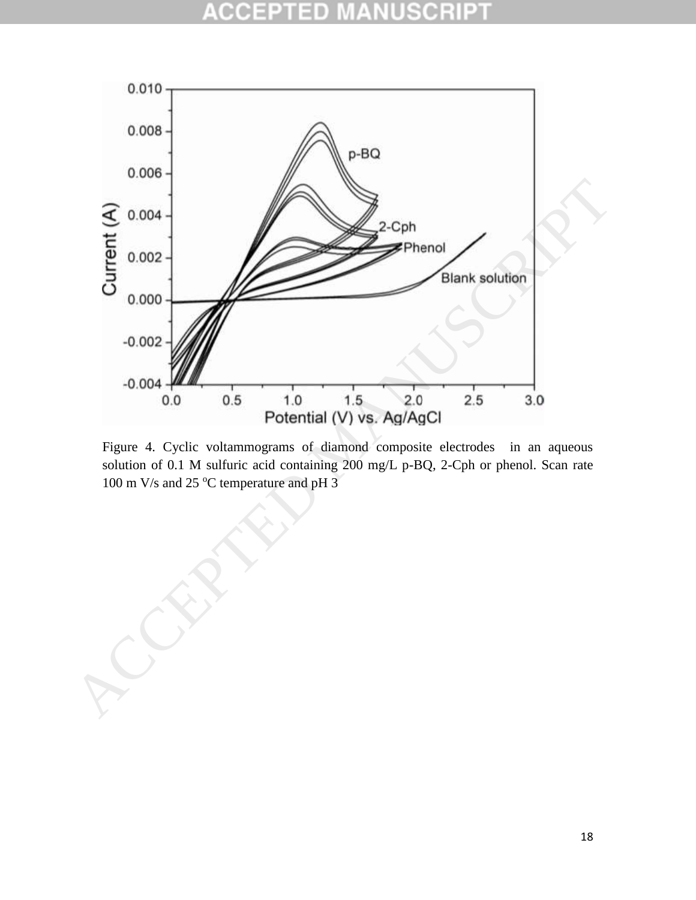Figure 4. Cyclic voltammograms of diamond composite electrodes in an aqueous solution of 0.1 M sulfuric acid containing 200 mg/L p-BQ, 2-Cph or phenol. Scan rate 100 m V/s and 25 $^{o}$C temperature and pH 3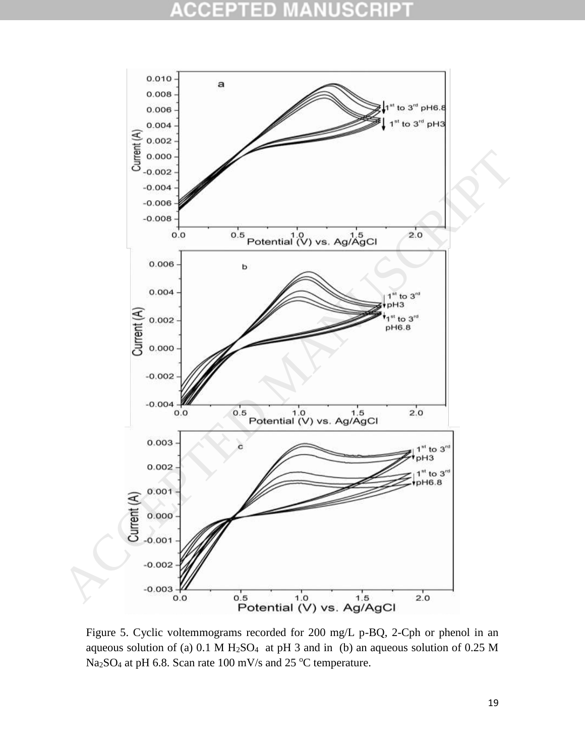Figure 5. Cyclic voltemmograms recorded for 200 mg/L p-BQ, 2-Cph or phenol in an aqueous solution of (a) 0.1 M $H_2SO_4$ at pH 3 and in (b) an aqueous solution of 0.25 M $Na_2SO_4$ at pH 6.8. Scan rate 100 mV/s and 25 °C temperature.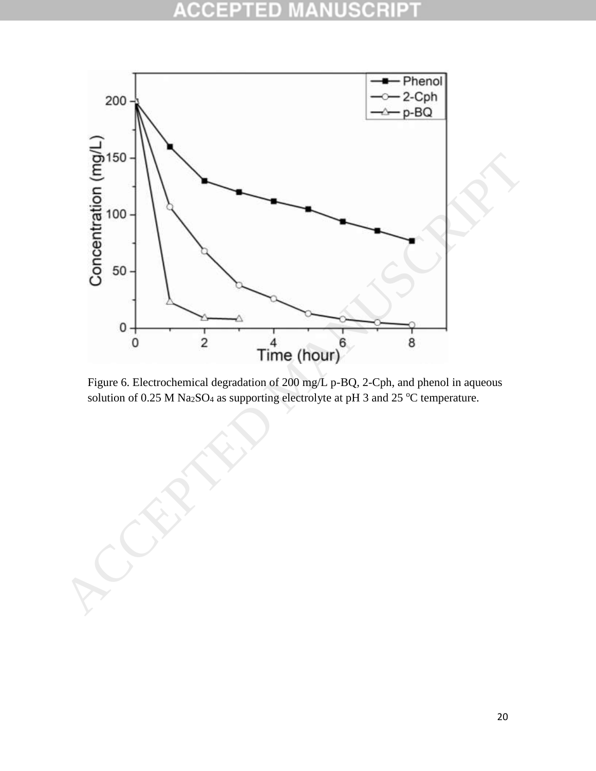Figure 6. Electrochemical degradation of 200 mg/L p-BQ, 2-Cph, and phenol in aqueous solution of 0.25 M $Na_2SO_4$ as supporting electrolyte at pH 3 and 25 $^{o}C$ temperature.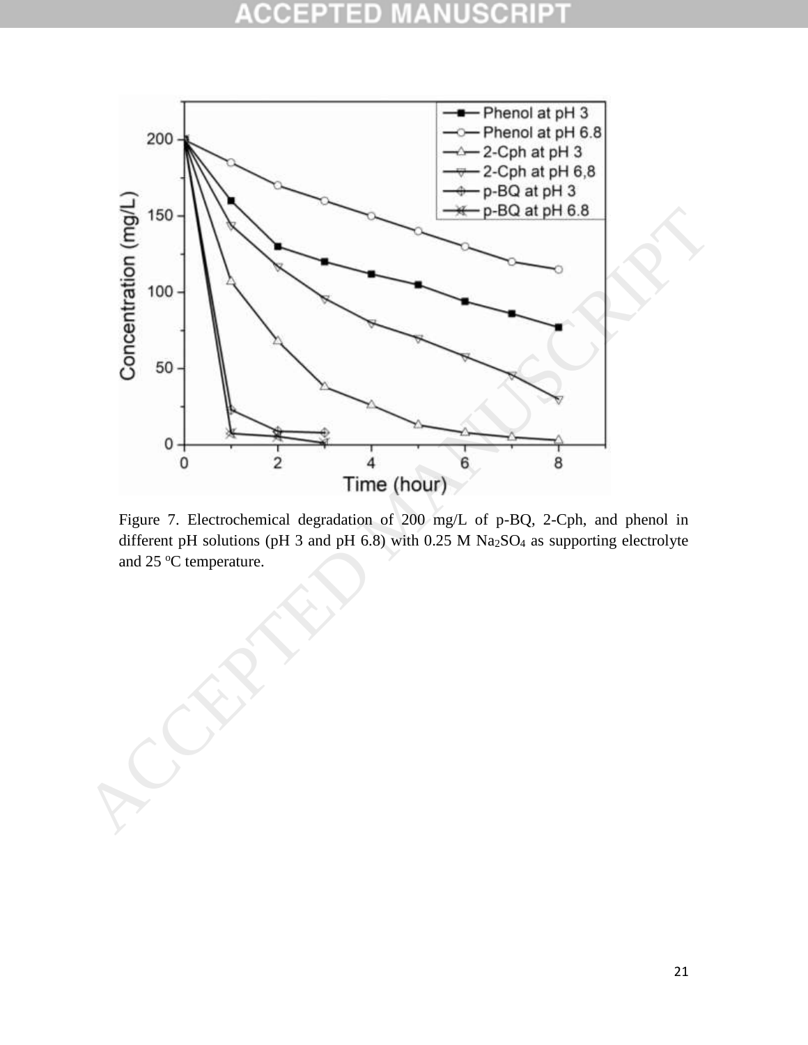Concentration (mg/L)

200

150

100

50

0

0

2

4

6

8

Time (hour)

Phenol at pH 3

Phenol at pH 6.8

2-Cph at pH 3

2-Cph at pH 6,8

p-BQ at pH 3

p-BQ at pH 6.8

Figure 7. Electrochemical degradation of 200 mg/L of p-BQ, 2-Cph, and phenol in different pH solutions (pH 3 and pH 6.8) with 0.25 M $Na_2SO_4$ as supporting electrolyte and 25 $^oC$ temperature.